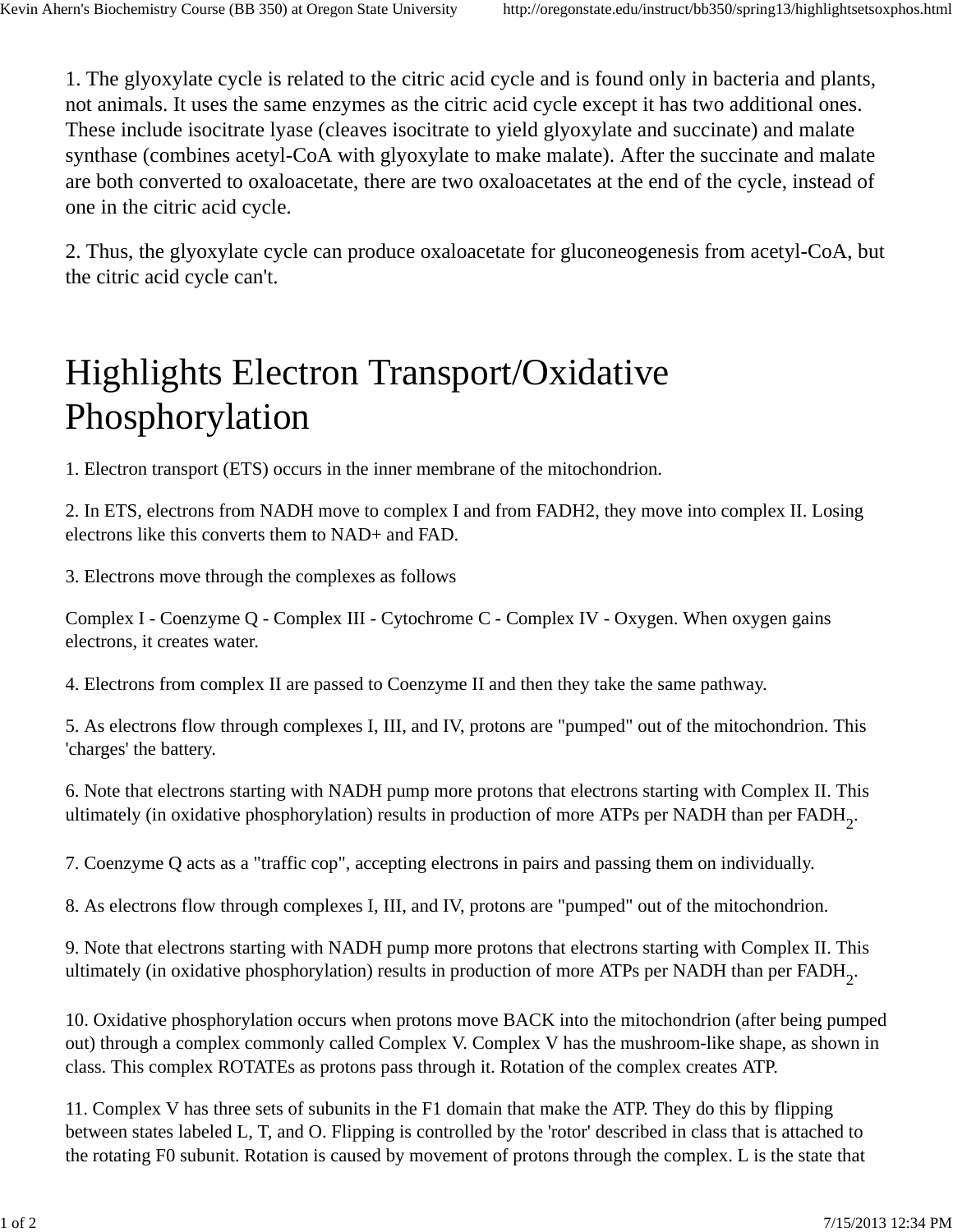1. The glyoxylate cycle is related to the citric acid cycle and is found only in bacteria and plants, not animals. It uses the same enzymes as the citric acid cycle except it has two additional ones. These include isocitrate lyase (cleaves isocitrate to yield glyoxylate and succinate) and malate synthase (combines acetyl-CoA with glyoxylate to make malate). After the succinate and malate are both converted to oxaloacetate, there are two oxaloacetates at the end of the cycle, instead of one in the citric acid cycle.

2. Thus, the glyoxylate cycle can produce oxaloacetate for gluconeogenesis from acetyl-CoA, but the citric acid cycle can't.

# Highlights Electron Transport/Oxidative Phosphorylation

1. Electron transport (ETS) occurs in the inner membrane of the mitochondrion.

2. In ETS, electrons from NADH move to complex I and from FADH2, they move into complex II. Losing electrons like this converts them to NAD+ and FAD.

3. Electrons move through the complexes as follows

Complex I - Coenzyme Q - Complex III - Cytochrome C - Complex IV - Oxygen. When oxygen gains electrons, it creates water.

4. Electrons from complex II are passed to Coenzyme II and then they take the same pathway.

5. As electrons flow through complexes I, III, and IV, protons are "pumped" out of the mitochondrion. This 'charges' the battery.

6. Note that electrons starting with NADH pump more protons that electrons starting with Complex II. This ultimately (in oxidative phosphorylation) results in production of more ATPs per NADH than per $FADH_2$.

7. Coenzyme Q acts as a "traffic cop", accepting electrons in pairs and passing them on individually.

8. As electrons flow through complexes I, III, and IV, protons are "pumped" out of the mitochondrion.

9. Note that electrons starting with NADH pump more protons that electrons starting with Complex II. This ultimately (in oxidative phosphorylation) results in production of more ATPs per NADH than per $FADH_2$.

10. Oxidative phosphorylation occurs when protons move BACK into the mitochondrion (after being pumped out) through a complex commonly called Complex V. Complex V has the mushroom-like shape, as shown in class. This complex ROTATEs as protons pass through it. Rotation of the complex creates ATP.

11. Complex V has three sets of subunits in the F1 domain that make the ATP. They do this by flipping between states labeled L, T, and O. Flipping is controlled by the 'rotor' described in class that is attached to the rotating F0 subunit. Rotation is caused by movement of protons through the complex. L is the state that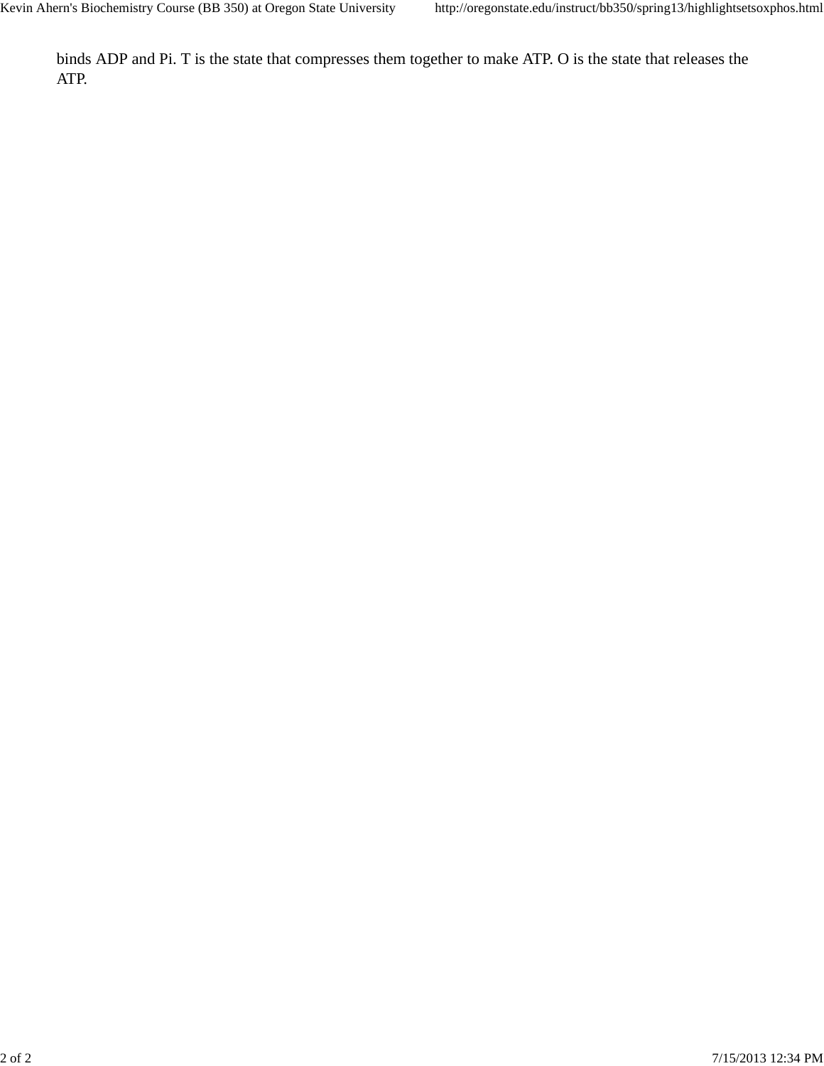binds ADP and Pi. T is the state that compresses them together to make ATP. O is the state that releases the ATP.